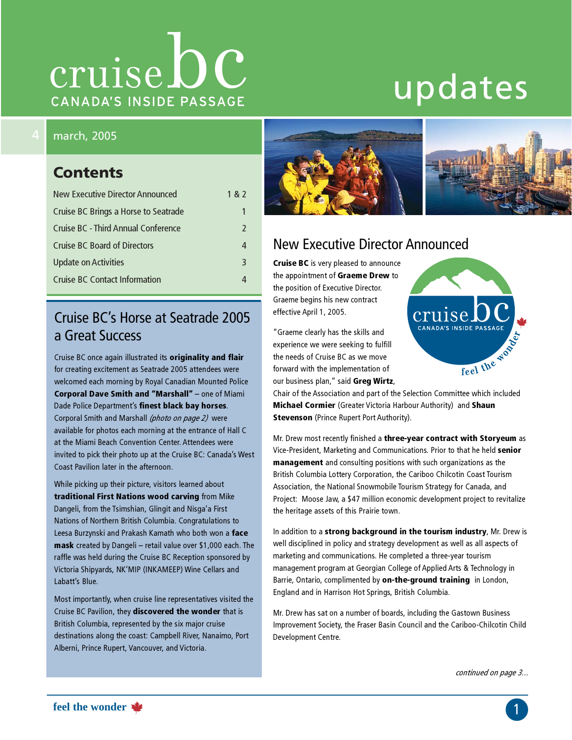# cruise bc

CANADA'S INSIDE PASSAGE

# updates

4 march, 2005

## Contents

| | |
|---|---|
| New Executive Director Announced | 1 & 2 |
| Cruise BC Brings a Horse to Seatrade | 1 |
| Cruise BC - Third Annual Conference | 2 |
| Cruise BC Board of Directors | 4 |
| Update on Activities | 3 |
| Cruise BC Contact Information | 4 |

## Cruise BC's Horse at Seatrade 2005 a Great Success

Cruise BC once again illustrated its **originality and flair** for creating excitement as Seatrade 2005 attendees were welcomed each morning by Royal Canadian Mounted Police **Corporal Dave Smith and "Marshall"** – one of Miami Dade Police Department's **finest black bay horses**. Corporal Smith and Marshall *(photo on page 2)* were available for photos each morning at the entrance of Hall C at the Miami Beach Convention Center. Attendees were invited to pick their photo up at the Cruise BC: Canada's West Coast Pavilion later in the afternoon.

While picking up their picture, visitors learned about **traditional First Nations wood carving** from Mike Dangeli, from the Tsimshian, Glingit and Nisga'a First Nations of Northern British Columbia. Congratulations to Leesa Burzynski and Prakash Kamath who both won a **face mask** created by Dangeli – retail value over $1,000 each. The raffle was held during the Cruise BC Reception sponsored by Victoria Shipyards, NK'MIP (INKAMEEP) Wine Cellars and Labatt's Blue.

Most importantly, when cruise line representatives visited the Cruise BC Pavilion, they **discovered the wonder** that is British Columbia, represented by the six major cruise destinations along the coast: Campbell River, Nanaimo, Port Alberni, Prince Rupert, Vancouver, and Victoria.

## New Executive Director Announced

**Cruise BC** is very pleased to announce the appointment of **Graeme Drew** to the position of Executive Director. Graeme begins his new contract effective April 1, 2005.

"Graeme clearly has the skills and experience we were seeking to fulfill the needs of Cruise BC as we move forward with the implementation of our business plan," said **Greg Wirtz**, Chair of the Association and part of the Selection Committee which included **Michael Cormier** (Greater Victoria Harbour Authority) and **Shaun Stevenson** (Prince Rupert Port Authority).

Mr. Drew most recently finished a **three-year contract with Storyeum** as Vice-President, Marketing and Communications. Prior to that he held **senior management** and consulting positions with such organizations as the British Columbia Lottery Corporation, the Cariboo Chilcotin Coast Tourism Association, the National Snowmobile Tourism Strategy for Canada, and Project: Moose Jaw, a $47 million economic development project to revitalize the heritage assets of this Prairie town.

In addition to a **strong background in the tourism industry**, Mr. Drew is well disciplined in policy and strategy development as well as all aspects of marketing and communications. He completed a three-year tourism management program at Georgian College of Applied Arts & Technology in Barrie, Ontario, complimented by **on-the-ground training** in London, England and in Harrison Hot Springs, British Columbia.

Mr. Drew has sat on a number of boards, including the Gastown Business Improvement Society, the Fraser Basin Council and the Cariboo-Chilcotin Child Development Centre.

*continued on page 3...*

feel the wonder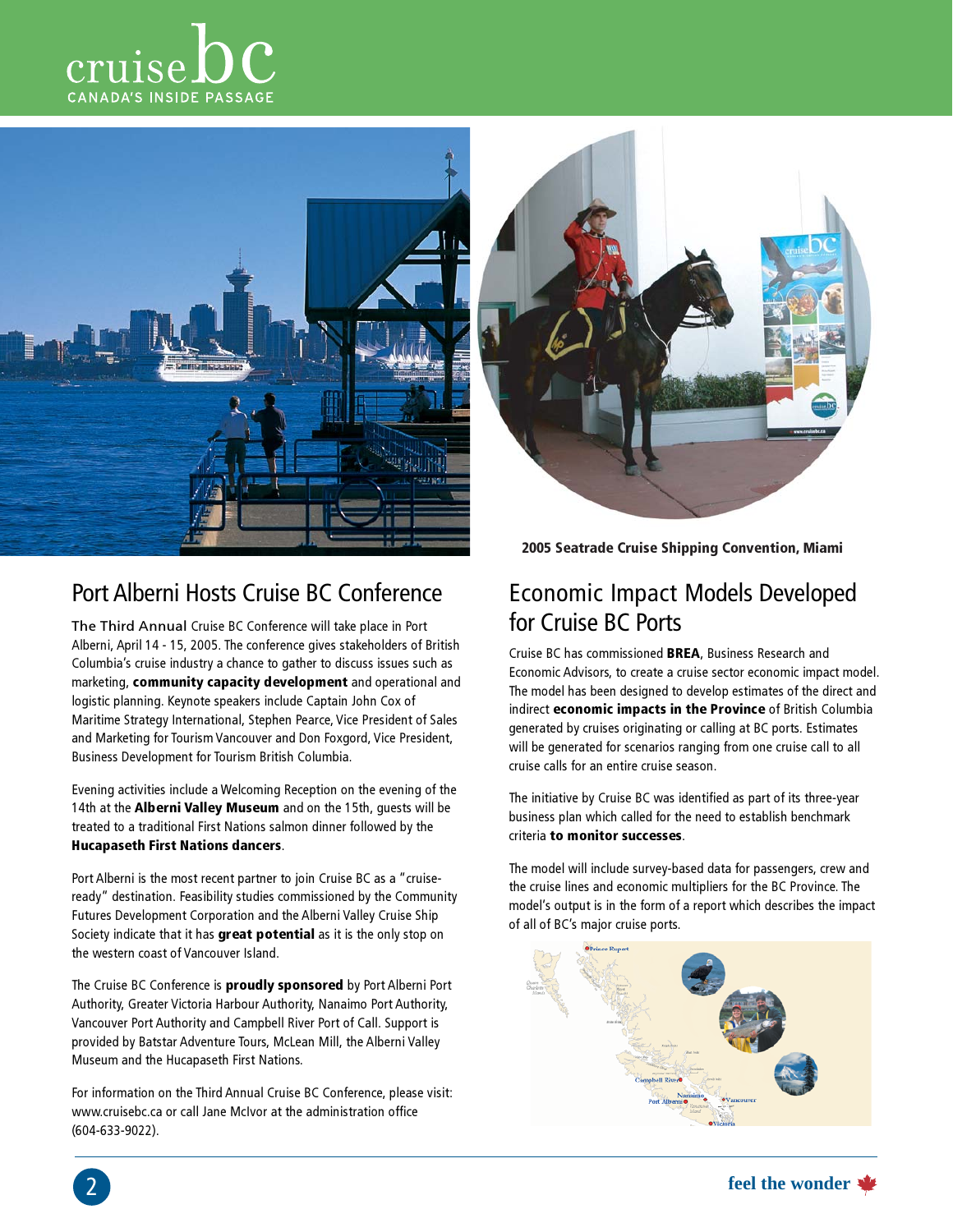2005 Seatrade Cruise Shipping Convention, Miami

## Port Alberni Hosts Cruise BC Conference

The Third Annual Cruise BC Conference will take place in Port Alberni, April 14 - 15, 2005. The conference gives stakeholders of British Columbia's cruise industry a chance to gather to discuss issues such as marketing, **community capacity development** and operational and logistic planning. Keynote speakers include Captain John Cox of Maritime Strategy International, Stephen Pearce, Vice President of Sales and Marketing for Tourism Vancouver and Don Foxgord, Vice President, Business Development for Tourism British Columbia.

Evening activities include a Welcoming Reception on the evening of the 14th at the **Alberni Valley Museum** and on the 15th, guests will be treated to a traditional First Nations salmon dinner followed by the **Hucapaseth First Nations dancers**.

Port Alberni is the most recent partner to join Cruise BC as a "cruise-ready" destination. Feasibility studies commissioned by the Community Futures Development Corporation and the Alberni Valley Cruise Ship Society indicate that it has **great potential** as it is the only stop on the western coast of Vancouver Island.

The Cruise BC Conference is **proudly sponsored** by Port Alberni Port Authority, Greater Victoria Harbour Authority, Nanaimo Port Authority, Vancouver Port Authority and Campbell River Port of Call. Support is provided by Batstar Adventure Tours, McLean Mill, the Alberni Valley Museum and the Hucapaseth First Nations.

For information on the Third Annual Cruise BC Conference, please visit: www.cruisebc.ca or call Jane McIvor at the administration office (604-633-9022).

## Economic Impact Models Developed for Cruise BC Ports

Cruise BC has commissioned **BREA**, Business Research and Economic Advisors, to create a cruise sector economic impact model. The model has been designed to develop estimates of the direct and indirect **economic impacts in the Province** of British Columbia generated by cruises originating or calling at BC ports. Estimates will be generated for scenarios ranging from one cruise call to all cruise calls for an entire cruise season.

The initiative by Cruise BC was identified as part of its three-year business plan which called for the need to establish benchmark criteria **to monitor successes**.

The model will include survey-based data for passengers, crew and the cruise lines and economic multipliers for the BC Province. The model's output is in the form of a report which describes the impact of all of BC's major cruise ports.

feel the wonder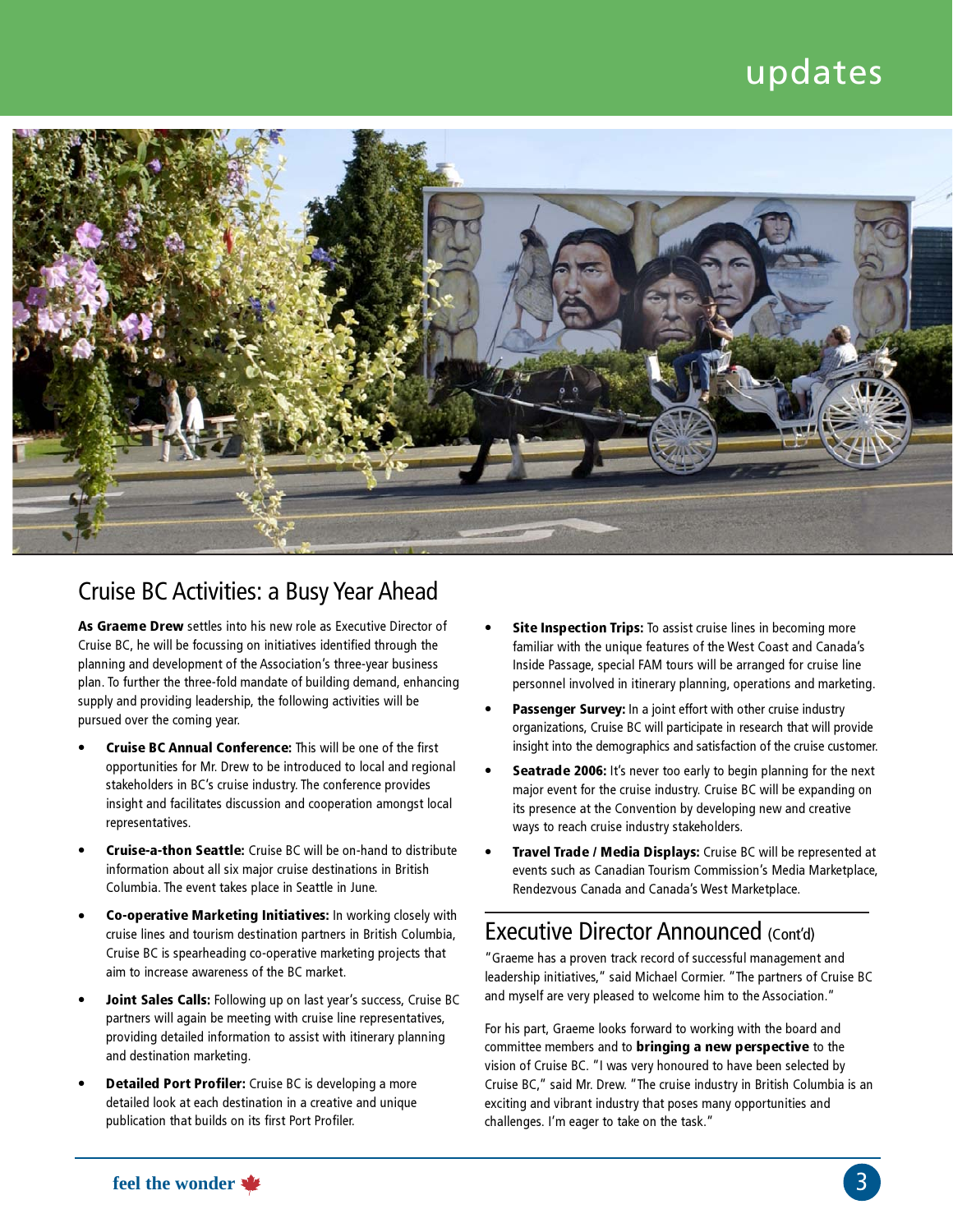## Cruise BC Activities: a Busy Year Ahead

**As Graeme Drew** settles into his new role as Executive Director of Cruise BC, he will be focussing on initiatives identified through the planning and development of the Association's three-year business plan. To further the three-fold mandate of building demand, enhancing supply and providing leadership, the following activities will be pursued over the coming year.

- **Cruise BC Annual Conference:** This will be one of the first opportunities for Mr. Drew to be introduced to local and regional stakeholders in BC's cruise industry. The conference provides insight and facilitates discussion and cooperation amongst local representatives.
- **Cruise-a-thon Seattle:** Cruise BC will be on-hand to distribute information about all six major cruise destinations in British Columbia. The event takes place in Seattle in June.
- **Co-operative Marketing Initiatives:** In working closely with cruise lines and tourism destination partners in British Columbia, Cruise BC is spearheading co-operative marketing projects that aim to increase awareness of the BC market.
- **Joint Sales Calls:** Following up on last year's success, Cruise BC partners will again be meeting with cruise line representatives, providing detailed information to assist with itinerary planning and destination marketing.
- **Detailed Port Profiler:** Cruise BC is developing a more detailed look at each destination in a creative and unique publication that builds on its first Port Profiler.
- **Site Inspection Trips:** To assist cruise lines in becoming more familiar with the unique features of the West Coast and Canada's Inside Passage, special FAM tours will be arranged for cruise line personnel involved in itinerary planning, operations and marketing.
- **Passenger Survey:** In a joint effort with other cruise industry organizations, Cruise BC will participate in research that will provide insight into the demographics and satisfaction of the cruise customer.
- **Seatrade 2006:** It's never too early to begin planning for the next major event for the cruise industry. Cruise BC will be expanding on its presence at the Convention by developing new and creative ways to reach cruise industry stakeholders.
- **Travel Trade / Media Displays:** Cruise BC will be represented at events such as Canadian Tourism Commission's Media Marketplace, Rendezvous Canada and Canada's West Marketplace.

## Executive Director Announced (Cont'd)

"Graeme has a proven track record of successful management and leadership initiatives," said Michael Cormier. "The partners of Cruise BC and myself are very pleased to welcome him to the Association."

For his part, Graeme looks forward to working with the board and committee members and to **bringing a new perspective** to the vision of Cruise BC. "I was very honoured to have been selected by Cruise BC," said Mr. Drew. "The cruise industry in British Columbia is an exciting and vibrant industry that poses many opportunities and challenges. I'm eager to take on the task."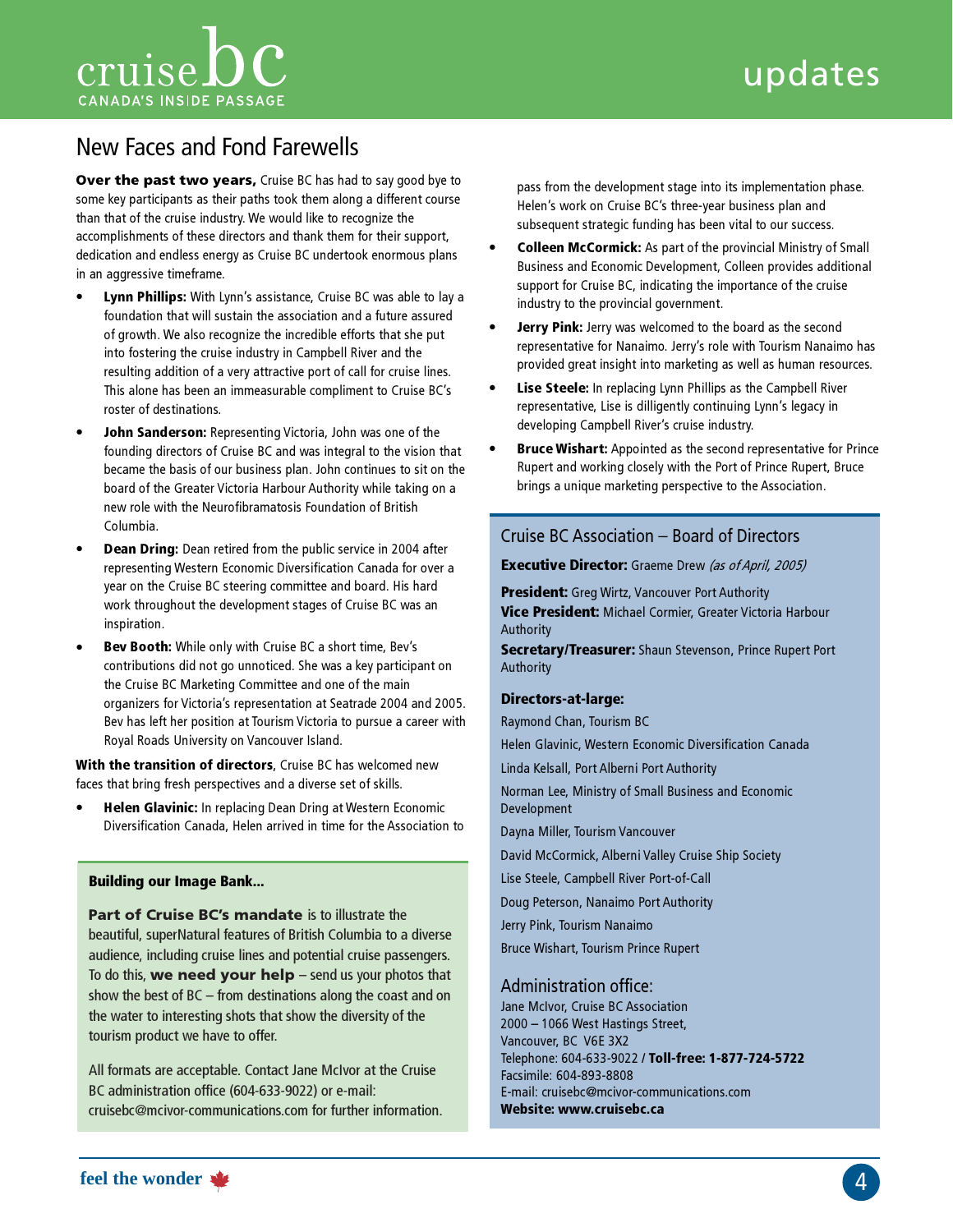# cruise bc
CANADA'S INSIDE PASSAGE

updates

## New Faces and Fond Farewells

**Over the past two years,** Cruise BC has had to say good bye to some key participants as their paths took them along a different course than that of the cruise industry. We would like to recognize the accomplishments of these directors and thank them for their support, dedication and endless energy as Cruise BC undertook enormous plans in an aggressive timeframe.

- **Lynn Phillips:** With Lynn's assistance, Cruise BC was able to lay a foundation that will sustain the association and a future assured of growth. We also recognize the incredible efforts that she put into fostering the cruise industry in Campbell River and the resulting addition of a very attractive port of call for cruise lines. This alone has been an immeasurable compliment to Cruise BC's roster of destinations.
- **John Sanderson:** Representing Victoria, John was one of the founding directors of Cruise BC and was integral to the vision that became the basis of our business plan. John continues to sit on the board of the Greater Victoria Harbour Authority while taking on a new role with the Neurofibramatosis Foundation of British Columbia.
- **Dean Dring:** Dean retired from the public service in 2004 after representing Western Economic Diversification Canada for over a year on the Cruise BC steering committee and board. His hard work throughout the development stages of Cruise BC was an inspiration.
- **Bev Booth:** While only with Cruise BC a short time, Bev's contributions did not go unnoticed. She was a key participant on the Cruise BC Marketing Committee and one of the main organizers for Victoria's representation at Seatrade 2004 and 2005. Bev has left her position at Tourism Victoria to pursue a career with Royal Roads University on Vancouver Island.

**With the transition of directors**, Cruise BC has welcomed new faces that bring fresh perspectives and a diverse set of skills.

- **Helen Glavinic:** In replacing Dean Dring at Western Economic Diversification Canada, Helen arrived in time for the Association to pass from the development stage into its implementation phase. Helen's work on Cruise BC's three-year business plan and subsequent strategic funding has been vital to our success.
- **Colleen McCormick:** As part of the provincial Ministry of Small Business and Economic Development, Colleen provides additional support for Cruise BC, indicating the importance of the cruise industry to the provincial government.
- **Jerry Pink:** Jerry was welcomed to the board as the second representative for Nanaimo. Jerry's role with Tourism Nanaimo has provided great insight into marketing as well as human resources.
- **Lise Steele:** In replacing Lynn Phillips as the Campbell River representative, Lise is dilligently continuing Lynn's legacy in developing Campbell River's cruise industry.
- **Bruce Wishart:** Appointed as the second representative for Prince Rupert and working closely with the Port of Prince Rupert, Bruce brings a unique marketing perspective to the Association.

### Building our Image Bank...

**Part of Cruise BC's mandate** is to illustrate the beautiful, superNatural features of British Columbia to a diverse audience, including cruise lines and potential cruise passengers. To do this, **we need your help** – send us your photos that show the best of BC – from destinations along the coast and on the water to interesting shots that show the diversity of the tourism product we have to offer.

All formats are acceptable. Contact Jane McIvor at the Cruise BC administration office (604-633-9022) or e-mail: cruisebc@mcivor-communications.com for further information.

## Cruise BC Association – Board of Directors

**Executive Director:** Graeme Drew *(as of April, 2005)*

**President:** Greg Wirtz, Vancouver Port Authority
**Vice President:** Michael Cormier, Greater Victoria Harbour Authority
**Secretary/Treasurer:** Shaun Stevenson, Prince Rupert Port Authority

**Directors-at-large:**

Raymond Chan, Tourism BC
Helen Glavinic, Western Economic Diversification Canada
Linda Kelsall, Port Alberni Port Authority
Norman Lee, Ministry of Small Business and Economic Development
Dayna Miller, Tourism Vancouver
David McCormick, Alberni Valley Cruise Ship Society
Lise Steele, Campbell River Port-of-Call
Doug Peterson, Nanaimo Port Authority
Jerry Pink, Tourism Nanaimo
Bruce Wishart, Tourism Prince Rupert

### Administration office:

Jane McIvor, Cruise BC Association
2000 – 1066 West Hastings Street,
Vancouver, BC V6E 3X2
Telephone: 604-633-9022 / **Toll-free: 1-877-724-5722**
Facsimile: 604-893-8808
E-mail: cruisebc@mcivor-communications.com
**Website: www.cruisebc.ca**

feel the wonder